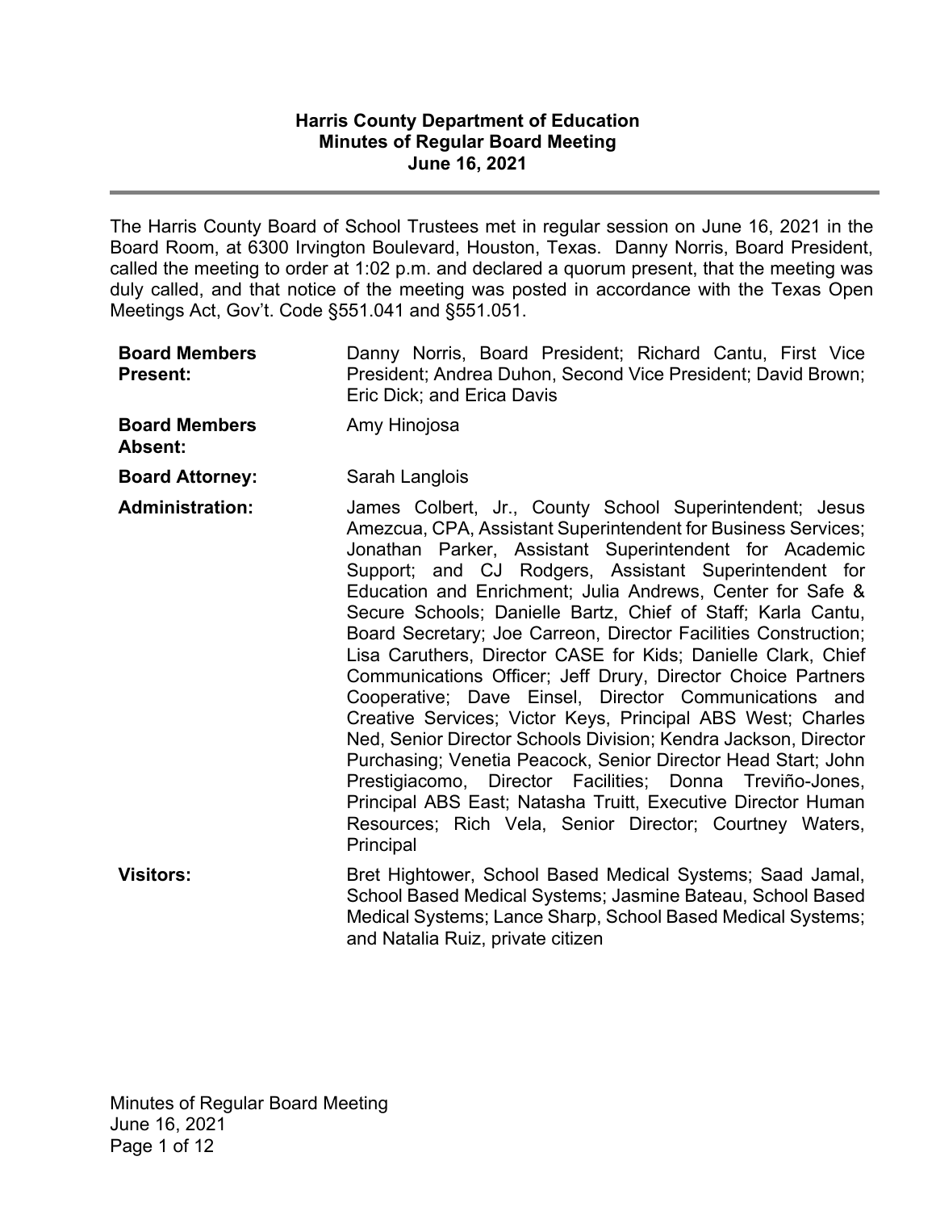**Harris County Department of Education**
**Minutes of Regular Board Meeting**
**June 16, 2021**

---

The Harris County Board of School Trustees met in regular session on June 16, 2021 in the Board Room, at 6300 Irvington Boulevard, Houston, Texas. Danny Norris, Board President, called the meeting to order at 1:02 p.m. and declared a quorum present, that the meeting was duly called, and that notice of the meeting was posted in accordance with the Texas Open Meetings Act, Gov't. Code §551.041 and §551.051.

| | |
|---|---|
| **Board Members Present:** | Danny Norris, Board President; Richard Cantu, First Vice President; Andrea Duhon, Second Vice President; David Brown; Eric Dick; and Erica Davis |
| **Board Members Absent:** | Amy Hinojosa |
| **Board Attorney:** | Sarah Langlois |
| **Administration:** | James Colbert, Jr., County School Superintendent; Jesus Amezcua, CPA, Assistant Superintendent for Business Services; Jonathan Parker, Assistant Superintendent for Academic Support; and CJ Rodgers, Assistant Superintendent for Education and Enrichment; Julia Andrews, Center for Safe & Secure Schools; Danielle Bartz, Chief of Staff; Karla Cantu, Board Secretary; Joe Carreon, Director Facilities Construction; Lisa Caruthers, Director CASE for Kids; Danielle Clark, Chief Communications Officer; Jeff Drury, Director Choice Partners Cooperative; Dave Einsel, Director Communications and Creative Services; Victor Keys, Principal ABS West; Charles Ned, Senior Director Schools Division; Kendra Jackson, Director Purchasing; Venetia Peacock, Senior Director Head Start; John Prestigiacomo, Director Facilities; Donna Treviño-Jones, Principal ABS East; Natasha Truitt, Executive Director Human Resources; Rich Vela, Senior Director; Courtney Waters, Principal |
| **Visitors:** | Bret Hightower, School Based Medical Systems; Saad Jamal, School Based Medical Systems; Jasmine Bateau, School Based Medical Systems; Lance Sharp, School Based Medical Systems; and Natalia Ruiz, private citizen |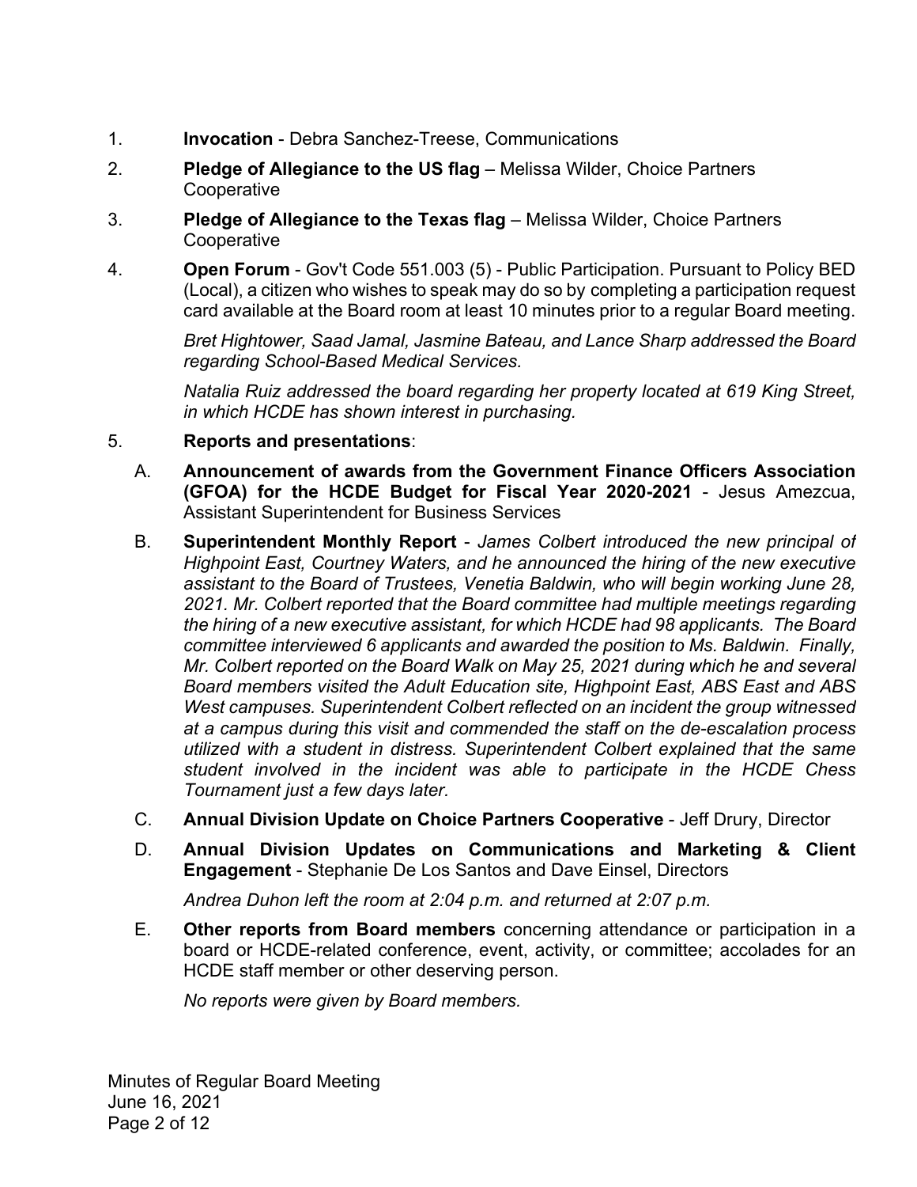1. **Invocation** - Debra Sanchez-Treese, Communications

2. **Pledge of Allegiance to the US flag** – Melissa Wilder, Choice Partners Cooperative

3. **Pledge of Allegiance to the Texas flag** – Melissa Wilder, Choice Partners Cooperative

4. **Open Forum** - Gov't Code 551.003 (5) - Public Participation. Pursuant to Policy BED (Local), a citizen who wishes to speak may do so by completing a participation request card available at the Board room at least 10 minutes prior to a regular Board meeting.

   *Bret Hightower, Saad Jamal, Jasmine Bateau, and Lance Sharp addressed the Board regarding School-Based Medical Services.*

   *Natalia Ruiz addressed the board regarding her property located at 619 King Street, in which HCDE has shown interest in purchasing.*

5. **Reports and presentations**:

   A. **Announcement of awards from the Government Finance Officers Association (GFOA) for the HCDE Budget for Fiscal Year 2020-2021** - Jesus Amezcua, Assistant Superintendent for Business Services

   B. **Superintendent Monthly Report** - *James Colbert introduced the new principal of Highpoint East, Courtney Waters, and he announced the hiring of the new executive assistant to the Board of Trustees, Venetia Baldwin, who will begin working June 28, 2021. Mr. Colbert reported that the Board committee had multiple meetings regarding the hiring of a new executive assistant, for which HCDE had 98 applicants. The Board committee interviewed 6 applicants and awarded the position to Ms. Baldwin. Finally, Mr. Colbert reported on the Board Walk on May 25, 2021 during which he and several Board members visited the Adult Education site, Highpoint East, ABS East and ABS West campuses. Superintendent Colbert reflected on an incident the group witnessed at a campus during this visit and commended the staff on the de-escalation process utilized with a student in distress. Superintendent Colbert explained that the same student involved in the incident was able to participate in the HCDE Chess Tournament just a few days later.*

   C. **Annual Division Update on Choice Partners Cooperative** - Jeff Drury, Director

   D. **Annual Division Updates on Communications and Marketing & Client Engagement** - Stephanie De Los Santos and Dave Einsel, Directors

      *Andrea Duhon left the room at 2:04 p.m. and returned at 2:07 p.m.*

   E. **Other reports from Board members** concerning attendance or participation in a board or HCDE-related conference, event, activity, or committee; accolades for an HCDE staff member or other deserving person.

      *No reports were given by Board members.*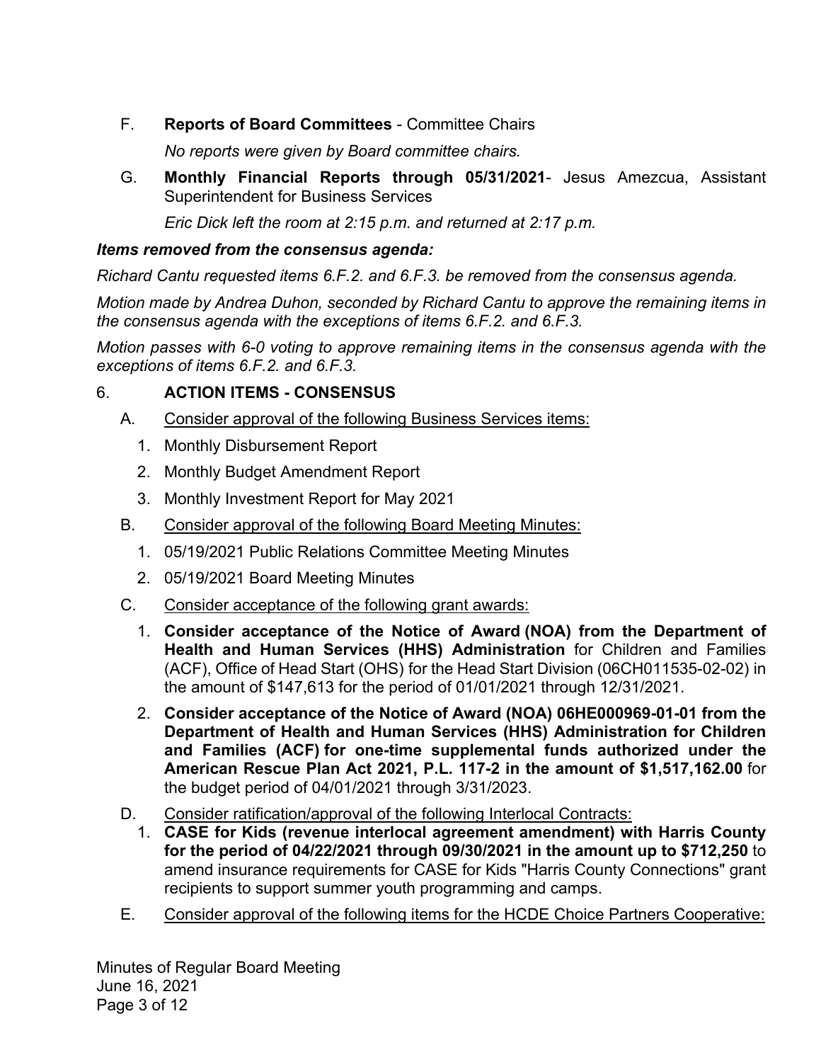F. **Reports of Board Committees** - Committee Chairs

*No reports were given by Board committee chairs.*

G. **Monthly Financial Reports through 05/31/2021**- Jesus Amezcua, Assistant Superintendent for Business Services

*Eric Dick left the room at 2:15 p.m. and returned at 2:17 p.m.*

***Items removed from the consensus agenda:***

*Richard Cantu requested items 6.F.2. and 6.F.3. be removed from the consensus agenda.*

*Motion made by Andrea Duhon, seconded by Richard Cantu to approve the remaining items in the consensus agenda with the exceptions of items 6.F.2. and 6.F.3.*

*Motion passes with 6-0 voting to approve remaining items in the consensus agenda with the exceptions of items 6.F.2. and 6.F.3.*

6. **ACTION ITEMS - CONSENSUS**

A. Consider approval of the following Business Services items:

1. Monthly Disbursement Report
2. Monthly Budget Amendment Report
3. Monthly Investment Report for May 2021

B. Consider approval of the following Board Meeting Minutes:

1. 05/19/2021 Public Relations Committee Meeting Minutes
2. 05/19/2021 Board Meeting Minutes

C. Consider acceptance of the following grant awards:

1. **Consider acceptance of the Notice of Award (NOA) from the Department of Health and Human Services (HHS) Administration** for Children and Families (ACF), Office of Head Start (OHS) for the Head Start Division (06CH011535-02-02) in the amount of $147,613 for the period of 01/01/2021 through 12/31/2021.
2. **Consider acceptance of the Notice of Award (NOA) 06HE000969-01-01 from the Department of Health and Human Services (HHS) Administration for Children and Families (ACF) for one-time supplemental funds authorized under the American Rescue Plan Act 2021, P.L. 117-2 in the amount of $1,517,162.00** for the budget period of 04/01/2021 through 3/31/2023.

D. Consider ratification/approval of the following Interlocal Contracts:

1. **CASE for Kids (revenue interlocal agreement amendment) with Harris County for the period of 04/22/2021 through 09/30/2021 in the amount up to $712,250** to amend insurance requirements for CASE for Kids "Harris County Connections" grant recipients to support summer youth programming and camps.

E. Consider approval of the following items for the HCDE Choice Partners Cooperative: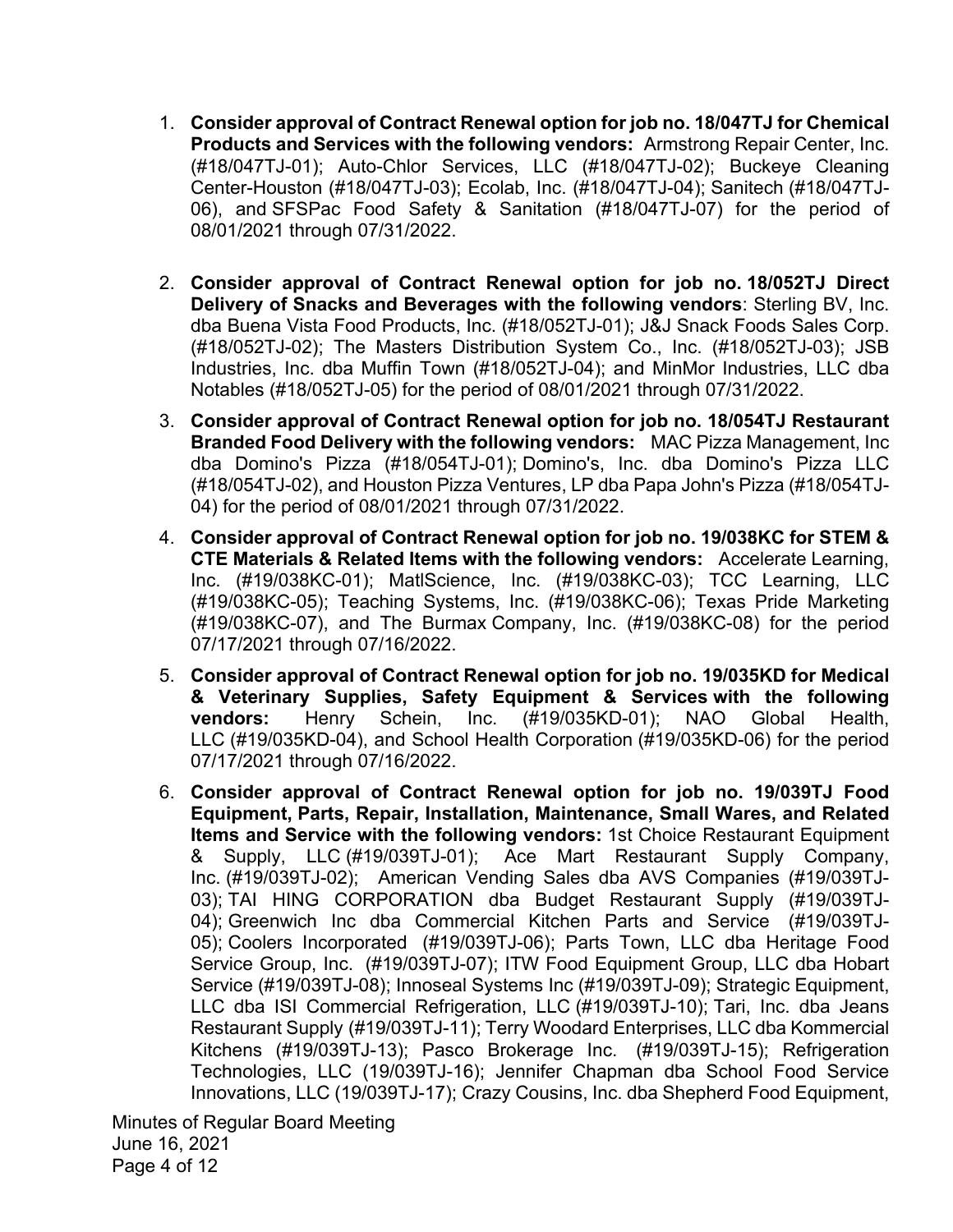1. **Consider approval of Contract Renewal option for job no. 18/047TJ for Chemical Products and Services with the following vendors:** Armstrong Repair Center, Inc. (#18/047TJ-01); Auto-Chlor Services, LLC (#18/047TJ-02); Buckeye Cleaning Center-Houston (#18/047TJ-03); Ecolab, Inc. (#18/047TJ-04); Sanitech (#18/047TJ-06), and SFSPac Food Safety & Sanitation (#18/047TJ-07) for the period of 08/01/2021 through 07/31/2022.

2. **Consider approval of Contract Renewal option for job no. 18/052TJ Direct Delivery of Snacks and Beverages with the following vendors**: Sterling BV, Inc. dba Buena Vista Food Products, Inc. (#18/052TJ-01); J&J Snack Foods Sales Corp. (#18/052TJ-02); The Masters Distribution System Co., Inc. (#18/052TJ-03); JSB Industries, Inc. dba Muffin Town (#18/052TJ-04); and MinMor Industries, LLC dba Notables (#18/052TJ-05) for the period of 08/01/2021 through 07/31/2022.

3. **Consider approval of Contract Renewal option for job no. 18/054TJ Restaurant Branded Food Delivery with the following vendors:** MAC Pizza Management, Inc dba Domino's Pizza (#18/054TJ-01); Domino's, Inc. dba Domino's Pizza LLC (#18/054TJ-02), and Houston Pizza Ventures, LP dba Papa John's Pizza (#18/054TJ-04) for the period of 08/01/2021 through 07/31/2022.

4. **Consider approval of Contract Renewal option for job no. 19/038KC for STEM & CTE Materials & Related Items with the following vendors:** Accelerate Learning, Inc. (#19/038KC-01); MatlScience, Inc. (#19/038KC-03); TCC Learning, LLC (#19/038KC-05); Teaching Systems, Inc. (#19/038KC-06); Texas Pride Marketing (#19/038KC-07), and The Burmax Company, Inc. (#19/038KC-08) for the period 07/17/2021 through 07/16/2022.

5. **Consider approval of Contract Renewal option for job no. 19/035KD for Medical & Veterinary Supplies, Safety Equipment & Services with the following vendors:** Henry Schein, Inc. (#19/035KD-01); NAO Global Health, LLC (#19/035KD-04), and School Health Corporation (#19/035KD-06) for the period 07/17/2021 through 07/16/2022.

6. **Consider approval of Contract Renewal option for job no. 19/039TJ Food Equipment, Parts, Repair, Installation, Maintenance, Small Wares, and Related Items and Service with the following vendors:** 1st Choice Restaurant Equipment & Supply, LLC (#19/039TJ-01); Ace Mart Restaurant Supply Company, Inc. (#19/039TJ-02); American Vending Sales dba AVS Companies (#19/039TJ-03); TAI HING CORPORATION dba Budget Restaurant Supply (#19/039TJ-04); Greenwich Inc dba Commercial Kitchen Parts and Service (#19/039TJ-05); Coolers Incorporated (#19/039TJ-06); Parts Town, LLC dba Heritage Food Service Group, Inc. (#19/039TJ-07); ITW Food Equipment Group, LLC dba Hobart Service (#19/039TJ-08); Innoseal Systems Inc (#19/039TJ-09); Strategic Equipment, LLC dba ISI Commercial Refrigeration, LLC (#19/039TJ-10); Tari, Inc. dba Jeans Restaurant Supply (#19/039TJ-11); Terry Woodard Enterprises, LLC dba Kommercial Kitchens (#19/039TJ-13); Pasco Brokerage Inc. (#19/039TJ-15); Refrigeration Technologies, LLC (19/039TJ-16); Jennifer Chapman dba School Food Service Innovations, LLC (19/039TJ-17); Crazy Cousins, Inc. dba Shepherd Food Equipment,

Minutes of Regular Board Meeting
June 16, 2021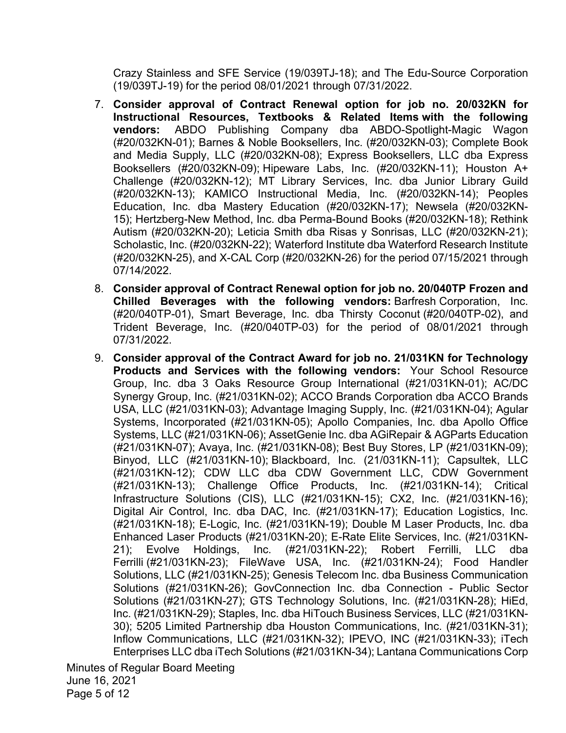Crazy Stainless and SFE Service (19/039TJ-18); and The Edu-Source Corporation (19/039TJ-19) for the period 08/01/2021 through 07/31/2022.

7. **Consider approval of Contract Renewal option for job no. 20/032KN for Instructional Resources, Textbooks & Related Items with the following vendors:** ABDO Publishing Company dba ABDO-Spotlight-Magic Wagon (#20/032KN-01); Barnes & Noble Booksellers, Inc. (#20/032KN-03); Complete Book and Media Supply, LLC (#20/032KN-08); Express Booksellers, LLC dba Express Booksellers (#20/032KN-09); Hipeware Labs, Inc. (#20/032KN-11); Houston A+ Challenge (#20/032KN-12); MT Library Services, Inc. dba Junior Library Guild (#20/032KN-13); KAMICO Instructional Media, Inc. (#20/032KN-14); Peoples Education, Inc. dba Mastery Education (#20/032KN-17); Newsela (#20/032KN-15); Hertzberg-New Method, Inc. dba Perma-Bound Books (#20/032KN-18); Rethink Autism (#20/032KN-20); Leticia Smith dba Risas y Sonrisas, LLC (#20/032KN-21); Scholastic, Inc. (#20/032KN-22); Waterford Institute dba Waterford Research Institute (#20/032KN-25), and X-CAL Corp (#20/032KN-26) for the period 07/15/2021 through 07/14/2022.

8. **Consider approval of Contract Renewal option for job no. 20/040TP Frozen and Chilled Beverages with the following vendors:** Barfresh Corporation, Inc. (#20/040TP-01), Smart Beverage, Inc. dba Thirsty Coconut (#20/040TP-02), and Trident Beverage, Inc. (#20/040TP-03) for the period of 08/01/2021 through 07/31/2022.

9. **Consider approval of the Contract Award for job no. 21/031KN for Technology Products and Services with the following vendors:** Your School Resource Group, Inc. dba 3 Oaks Resource Group International (#21/031KN-01); AC/DC Synergy Group, Inc. (#21/031KN-02); ACCO Brands Corporation dba ACCO Brands USA, LLC (#21/031KN-03); Advantage Imaging Supply, Inc. (#21/031KN-04); Agular Systems, Incorporated (#21/031KN-05); Apollo Companies, Inc. dba Apollo Office Systems, LLC (#21/031KN-06); AssetGenie Inc. dba AGiRepair & AGParts Education (#21/031KN-07); Avaya, Inc. (#21/031KN-08); Best Buy Stores, LP (#21/031KN-09); Binyod, LLC (#21/031KN-10); Blackboard, Inc. (21/031KN-11); Capsultek, LLC (#21/031KN-12); CDW LLC dba CDW Government LLC, CDW Government (#21/031KN-13); Challenge Office Products, Inc. (#21/031KN-14); Critical Infrastructure Solutions (CIS), LLC (#21/031KN-15); CX2, Inc. (#21/031KN-16); Digital Air Control, Inc. dba DAC, Inc. (#21/031KN-17); Education Logistics, Inc. (#21/031KN-18); E-Logic, Inc. (#21/031KN-19); Double M Laser Products, Inc. dba Enhanced Laser Products (#21/031KN-20); E-Rate Elite Services, Inc. (#21/031KN-21); Evolve Holdings, Inc. (#21/031KN-22); Robert Ferrilli, LLC dba Ferrilli (#21/031KN-23); FileWave USA, Inc. (#21/031KN-24); Food Handler Solutions, LLC (#21/031KN-25); Genesis Telecom Inc. dba Business Communication Solutions (#21/031KN-26); GovConnection Inc. dba Connection - Public Sector Solutions (#21/031KN-27); GTS Technology Solutions, Inc. (#21/031KN-28); HiEd, Inc. (#21/031KN-29); Staples, Inc. dba HiTouch Business Services, LLC (#21/031KN-30); 5205 Limited Partnership dba Houston Communications, Inc. (#21/031KN-31); Inflow Communications, LLC (#21/031KN-32); IPEVO, INC (#21/031KN-33); iTech Enterprises LLC dba iTech Solutions (#21/031KN-34); Lantana Communications Corp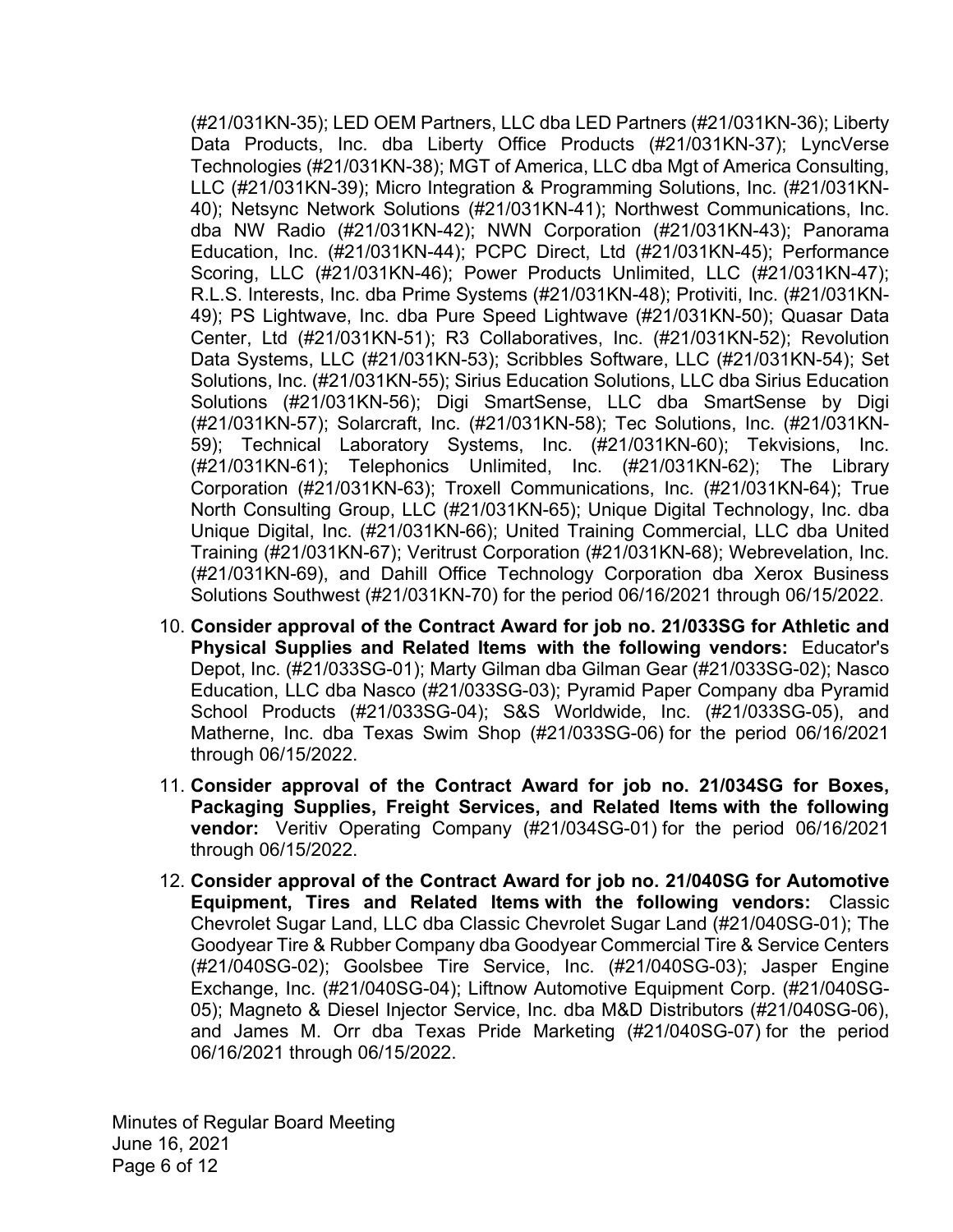(#21/031KN-35); LED OEM Partners, LLC dba LED Partners (#21/031KN-36); Liberty Data Products, Inc. dba Liberty Office Products (#21/031KN-37); LyncVerse Technologies (#21/031KN-38); MGT of America, LLC dba Mgt of America Consulting, LLC (#21/031KN-39); Micro Integration & Programming Solutions, Inc. (#21/031KN-40); Netsync Network Solutions (#21/031KN-41); Northwest Communications, Inc. dba NW Radio (#21/031KN-42); NWN Corporation (#21/031KN-43); Panorama Education, Inc. (#21/031KN-44); PCPC Direct, Ltd (#21/031KN-45); Performance Scoring, LLC (#21/031KN-46); Power Products Unlimited, LLC (#21/031KN-47); R.L.S. Interests, Inc. dba Prime Systems (#21/031KN-48); Protiviti, Inc. (#21/031KN-49); PS Lightwave, Inc. dba Pure Speed Lightwave (#21/031KN-50); Quasar Data Center, Ltd (#21/031KN-51); R3 Collaboratives, Inc. (#21/031KN-52); Revolution Data Systems, LLC (#21/031KN-53); Scribbles Software, LLC (#21/031KN-54); Set Solutions, Inc. (#21/031KN-55); Sirius Education Solutions, LLC dba Sirius Education Solutions (#21/031KN-56); Digi SmartSense, LLC dba SmartSense by Digi (#21/031KN-57); Solarcraft, Inc. (#21/031KN-58); Tec Solutions, Inc. (#21/031KN-59); Technical Laboratory Systems, Inc. (#21/031KN-60); Tekvisions, Inc. (#21/031KN-61); Telephonics Unlimited, Inc. (#21/031KN-62); The Library Corporation (#21/031KN-63); Troxell Communications, Inc. (#21/031KN-64); True North Consulting Group, LLC (#21/031KN-65); Unique Digital Technology, Inc. dba Unique Digital, Inc. (#21/031KN-66); United Training Commercial, LLC dba United Training (#21/031KN-67); Veritrust Corporation (#21/031KN-68); Webrevelation, Inc. (#21/031KN-69), and Dahill Office Technology Corporation dba Xerox Business Solutions Southwest (#21/031KN-70) for the period 06/16/2021 through 06/15/2022.

10. **Consider approval of the Contract Award for job no. 21/033SG for Athletic and Physical Supplies and Related Items with the following vendors:** Educator's Depot, Inc. (#21/033SG-01); Marty Gilman dba Gilman Gear (#21/033SG-02); Nasco Education, LLC dba Nasco (#21/033SG-03); Pyramid Paper Company dba Pyramid School Products (#21/033SG-04); S&S Worldwide, Inc. (#21/033SG-05), and Matherne, Inc. dba Texas Swim Shop (#21/033SG-06) for the period 06/16/2021 through 06/15/2022.

11. **Consider approval of the Contract Award for job no. 21/034SG for Boxes, Packaging Supplies, Freight Services, and Related Items with the following vendor:** Veritiv Operating Company (#21/034SG-01) for the period 06/16/2021 through 06/15/2022.

12. **Consider approval of the Contract Award for job no. 21/040SG for Automotive Equipment, Tires and Related Items with the following vendors:** Classic Chevrolet Sugar Land, LLC dba Classic Chevrolet Sugar Land (#21/040SG-01); The Goodyear Tire & Rubber Company dba Goodyear Commercial Tire & Service Centers (#21/040SG-02); Goolsbee Tire Service, Inc. (#21/040SG-03); Jasper Engine Exchange, Inc. (#21/040SG-04); Liftnow Automotive Equipment Corp. (#21/040SG-05); Magneto & Diesel Injector Service, Inc. dba M&D Distributors (#21/040SG-06), and James M. Orr dba Texas Pride Marketing (#21/040SG-07) for the period 06/16/2021 through 06/15/2022.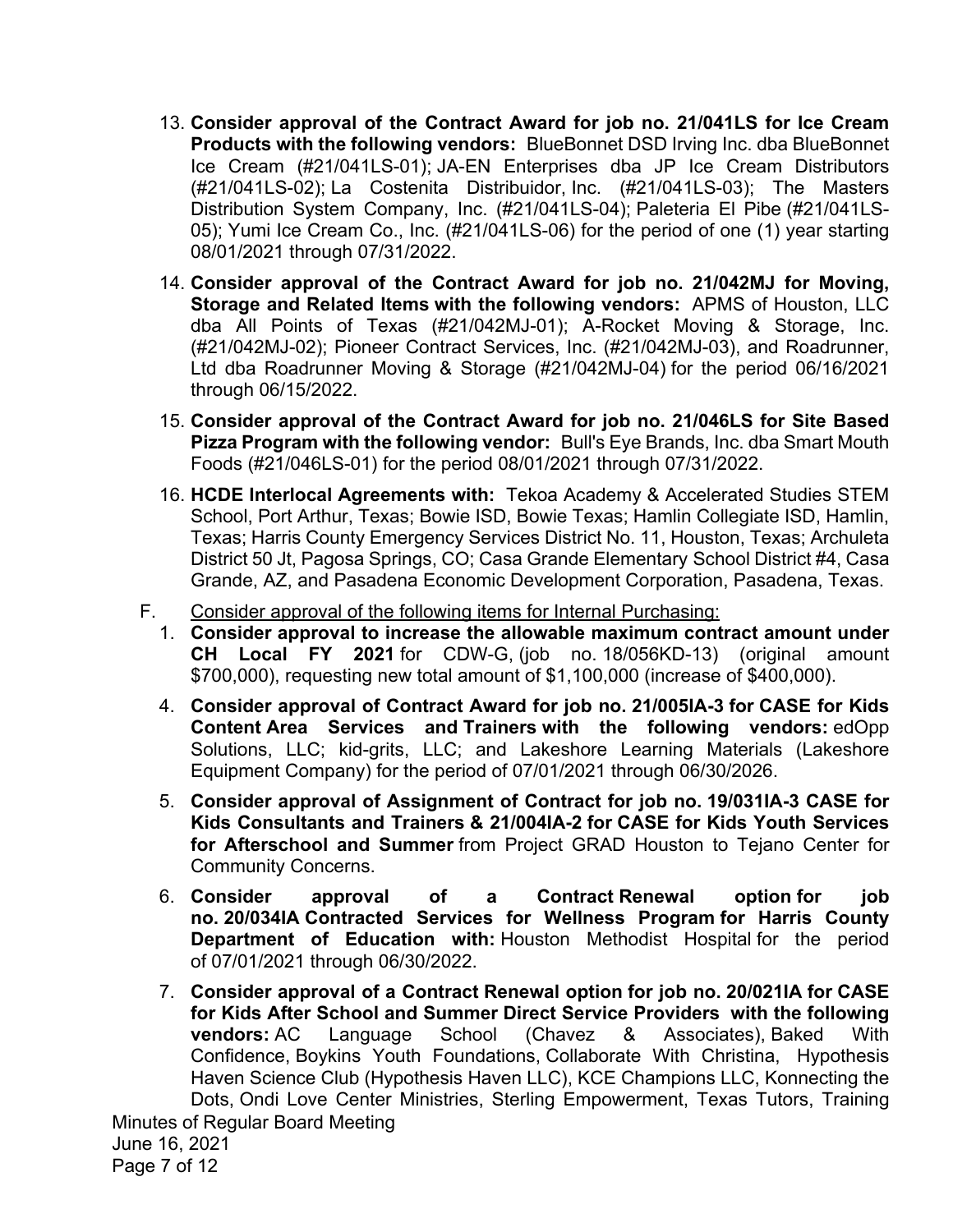13. **Consider approval of the Contract Award for job no. 21/041LS for Ice Cream Products with the following vendors:** BlueBonnet DSD Irving Inc. dba BlueBonnet Ice Cream (#21/041LS-01); JA-EN Enterprises dba JP Ice Cream Distributors (#21/041LS-02); La Costenita Distribuidor, Inc. (#21/041LS-03); The Masters Distribution System Company, Inc. (#21/041LS-04); Paleteria El Pibe (#21/041LS-05); Yumi Ice Cream Co., Inc. (#21/041LS-06) for the period of one (1) year starting 08/01/2021 through 07/31/2022.

14. **Consider approval of the Contract Award for job no. 21/042MJ for Moving, Storage and Related Items with the following vendors:** APMS of Houston, LLC dba All Points of Texas (#21/042MJ-01); A-Rocket Moving & Storage, Inc. (#21/042MJ-02); Pioneer Contract Services, Inc. (#21/042MJ-03), and Roadrunner, Ltd dba Roadrunner Moving & Storage (#21/042MJ-04) for the period 06/16/2021 through 06/15/2022.

15. **Consider approval of the Contract Award for job no. 21/046LS for Site Based Pizza Program with the following vendor:** Bull's Eye Brands, Inc. dba Smart Mouth Foods (#21/046LS-01) for the period 08/01/2021 through 07/31/2022.

16. **HCDE Interlocal Agreements with:** Tekoa Academy & Accelerated Studies STEM School, Port Arthur, Texas; Bowie ISD, Bowie Texas; Hamlin Collegiate ISD, Hamlin, Texas; Harris County Emergency Services District No. 11, Houston, Texas; Archuleta District 50 Jt, Pagosa Springs, CO; Casa Grande Elementary School District #4, Casa Grande, AZ, and Pasadena Economic Development Corporation, Pasadena, Texas.

F. <u>Consider approval of the following items for Internal Purchasing:</u>

1. **Consider approval to increase the allowable maximum contract amount under CH Local FY 2021** for CDW-G, (job no. 18/056KD-13) (original amount $700,000), requesting new total amount of $1,100,000 (increase of $400,000).

4. **Consider approval of Contract Award for job no. 21/005IA-3 for CASE for Kids Content Area Services and Trainers with the following vendors:** edOpp Solutions, LLC; kid-grits, LLC; and Lakeshore Learning Materials (Lakeshore Equipment Company) for the period of 07/01/2021 through 06/30/2026.

5. **Consider approval of Assignment of Contract for job no. 19/031IA-3 CASE for Kids Consultants and Trainers & 21/004IA-2 for CASE for Kids Youth Services for Afterschool and Summer** from Project GRAD Houston to Tejano Center for Community Concerns.

6. **Consider approval of a Contract Renewal option for job no. 20/034IA Contracted Services for Wellness Program for Harris County Department of Education with:** Houston Methodist Hospital for the period of 07/01/2021 through 06/30/2022.

7. **Consider approval of a Contract Renewal option for job no. 20/021IA for CASE for Kids After School and Summer Direct Service Providers with the following vendors:** AC Language School (Chavez & Associates), Baked With Confidence, Boykins Youth Foundations, Collaborate With Christina, Hypothesis Haven Science Club (Hypothesis Haven LLC), KCE Champions LLC, Konnecting the Dots, Ondi Love Center Ministries, Sterling Empowerment, Texas Tutors, Training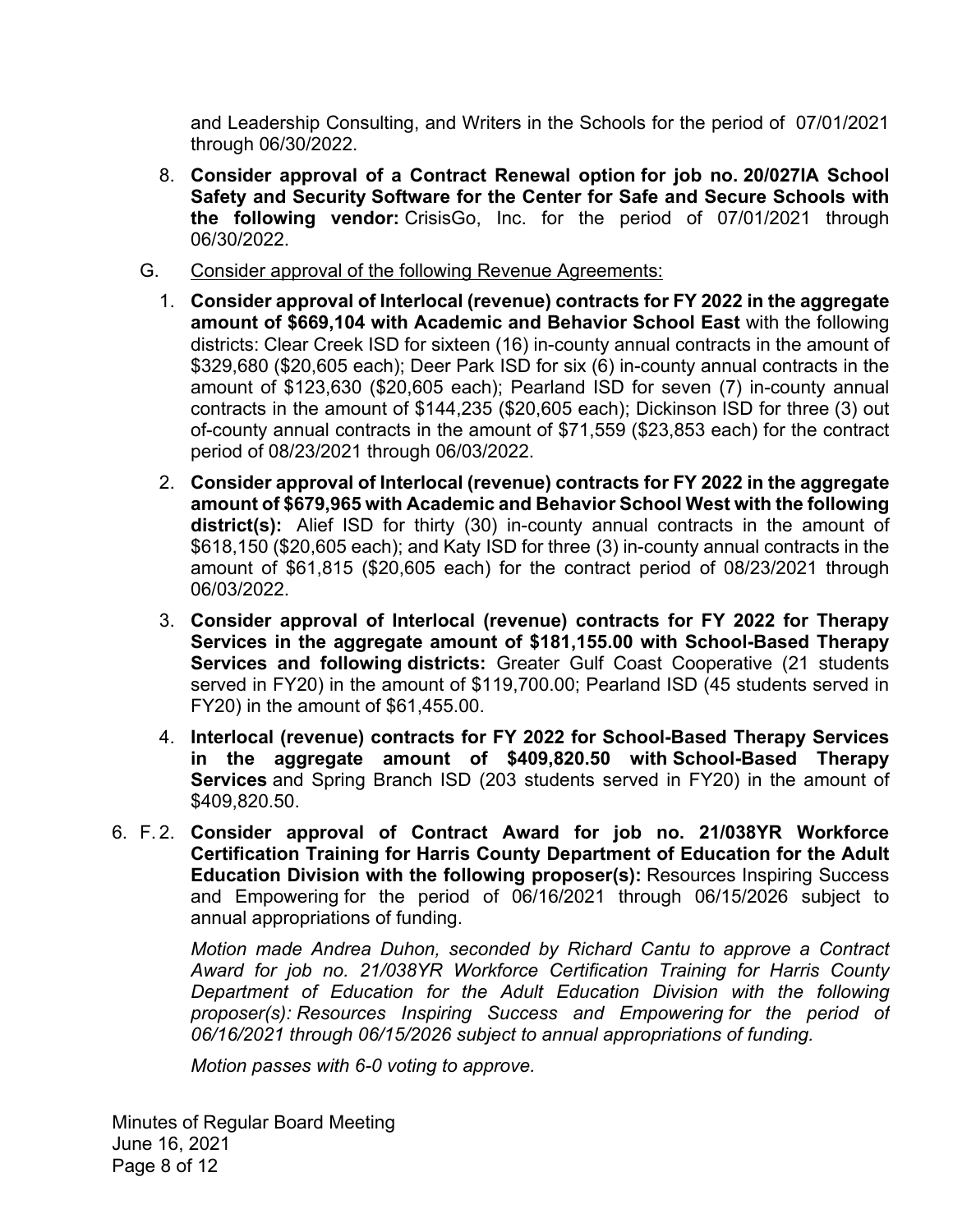and Leadership Consulting, and Writers in the Schools for the period of 07/01/2021 through 06/30/2022.

8. **Consider approval of a Contract Renewal option for job no. 20/027IA School Safety and Security Software for the Center for Safe and Secure Schools with the following vendor:** CrisisGo, Inc. for the period of 07/01/2021 through 06/30/2022.

G. Consider approval of the following Revenue Agreements:

1. **Consider approval of Interlocal (revenue) contracts for FY 2022 in the aggregate amount of $669,104 with Academic and Behavior School East** with the following districts: Clear Creek ISD for sixteen (16) in-county annual contracts in the amount of $329,680 ($20,605 each); Deer Park ISD for six (6) in-county annual contracts in the amount of $123,630 ($20,605 each); Pearland ISD for seven (7) in-county annual contracts in the amount of $144,235 ($20,605 each); Dickinson ISD for three (3) out of-county annual contracts in the amount of $71,559 ($23,853 each) for the contract period of 08/23/2021 through 06/03/2022.

2. **Consider approval of Interlocal (revenue) contracts for FY 2022 in the aggregate amount of $679,965 with Academic and Behavior School West with the following district(s):** Alief ISD for thirty (30) in-county annual contracts in the amount of $618,150 ($20,605 each); and Katy ISD for three (3) in-county annual contracts in the amount of $61,815 ($20,605 each) for the contract period of 08/23/2021 through 06/03/2022.

3. **Consider approval of Interlocal (revenue) contracts for FY 2022 for Therapy Services in the aggregate amount of $181,155.00 with School-Based Therapy Services and following districts:** Greater Gulf Coast Cooperative (21 students served in FY20) in the amount of $119,700.00; Pearland ISD (45 students served in FY20) in the amount of $61,455.00.

4. **Interlocal (revenue) contracts for FY 2022 for School-Based Therapy Services in the aggregate amount of $409,820.50 with School-Based Therapy Services** and Spring Branch ISD (203 students served in FY20) in the amount of $409,820.50.

6. F. 2. **Consider approval of Contract Award for job no. 21/038YR Workforce Certification Training for Harris County Department of Education for the Adult Education Division with the following proposer(s):** Resources Inspiring Success and Empowering for the period of 06/16/2021 through 06/15/2026 subject to annual appropriations of funding.

*Motion made Andrea Duhon, seconded by Richard Cantu to approve a Contract Award for job no. 21/038YR Workforce Certification Training for Harris County Department of Education for the Adult Education Division with the following proposer(s): Resources Inspiring Success and Empowering for the period of 06/16/2021 through 06/15/2026 subject to annual appropriations of funding.*

*Motion passes with 6-0 voting to approve.*

Minutes of Regular Board Meeting
June 16, 2021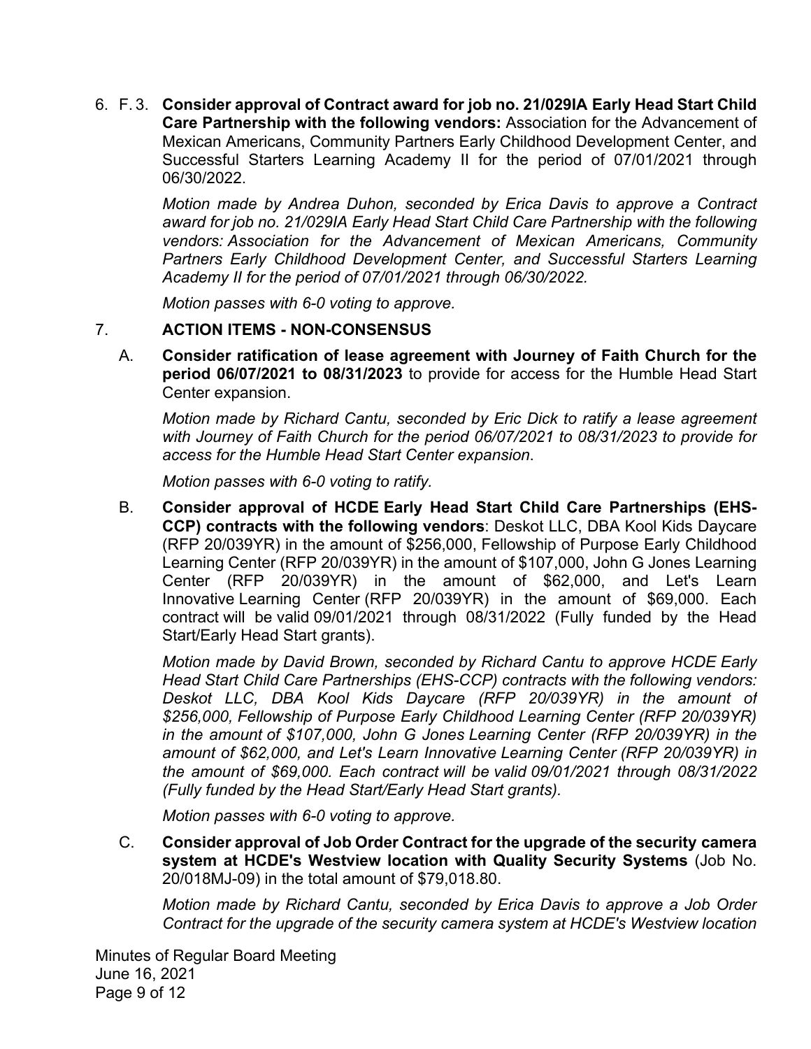6. F. 3. **Consider approval of Contract award for job no. 21/029IA Early Head Start Child Care Partnership with the following vendors:** Association for the Advancement of Mexican Americans, Community Partners Early Childhood Development Center, and Successful Starters Learning Academy II for the period of 07/01/2021 through 06/30/2022.

   *Motion made by Andrea Duhon, seconded by Erica Davis to approve a Contract award for job no. 21/029IA Early Head Start Child Care Partnership with the following vendors: Association for the Advancement of Mexican Americans, Community Partners Early Childhood Development Center, and Successful Starters Learning Academy II for the period of 07/01/2021 through 06/30/2022.*

   *Motion passes with 6-0 voting to approve.*

7. **ACTION ITEMS - NON-CONSENSUS**

   A. **Consider ratification of lease agreement with Journey of Faith Church for the period 06/07/2021 to 08/31/2023** to provide for access for the Humble Head Start Center expansion.

   *Motion made by Richard Cantu, seconded by Eric Dick to ratify a lease agreement with Journey of Faith Church for the period 06/07/2021 to 08/31/2023 to provide for access for the Humble Head Start Center expansion.*

   *Motion passes with 6-0 voting to ratify.*

   B. **Consider approval of HCDE Early Head Start Child Care Partnerships (EHS-CCP) contracts with the following vendors**: Deskot LLC, DBA Kool Kids Daycare (RFP 20/039YR) in the amount of $256,000, Fellowship of Purpose Early Childhood Learning Center (RFP 20/039YR) in the amount of $107,000, John G Jones Learning Center (RFP 20/039YR) in the amount of $62,000, and Let's Learn Innovative Learning Center (RFP 20/039YR) in the amount of $69,000. Each contract will be valid 09/01/2021 through 08/31/2022 (Fully funded by the Head Start/Early Head Start grants).

   *Motion made by David Brown, seconded by Richard Cantu to approve HCDE Early Head Start Child Care Partnerships (EHS-CCP) contracts with the following vendors: Deskot LLC, DBA Kool Kids Daycare (RFP 20/039YR) in the amount of $256,000, Fellowship of Purpose Early Childhood Learning Center (RFP 20/039YR) in the amount of $107,000, John G Jones Learning Center (RFP 20/039YR) in the amount of $62,000, and Let's Learn Innovative Learning Center (RFP 20/039YR) in the amount of $69,000. Each contract will be valid 09/01/2021 through 08/31/2022 (Fully funded by the Head Start/Early Head Start grants).*

   *Motion passes with 6-0 voting to approve.*

   C. **Consider approval of Job Order Contract for the upgrade of the security camera system at HCDE's Westview location with Quality Security Systems** (Job No. 20/018MJ-09) in the total amount of $79,018.80.

   *Motion made by Richard Cantu, seconded by Erica Davis to approve a Job Order Contract for the upgrade of the security camera system at HCDE's Westview location*

Minutes of Regular Board Meeting
June 16, 2021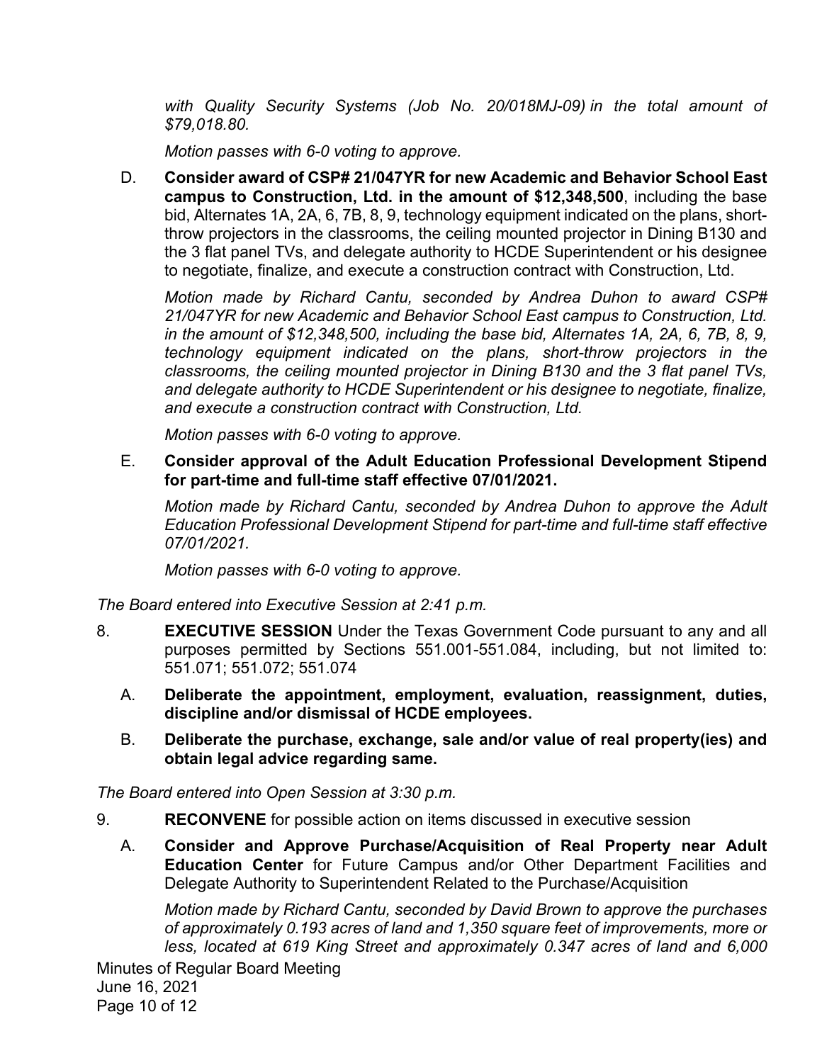*with Quality Security Systems (Job No. 20/018MJ-09) in the total amount of $79,018.80.*

*Motion passes with 6-0 voting to approve.*

D. **Consider award of CSP# 21/047YR for new Academic and Behavior School East campus to Construction, Ltd. in the amount of $12,348,500**, including the base bid, Alternates 1A, 2A, 6, 7B, 8, 9, technology equipment indicated on the plans, short-throw projectors in the classrooms, the ceiling mounted projector in Dining B130 and the 3 flat panel TVs, and delegate authority to HCDE Superintendent or his designee to negotiate, finalize, and execute a construction contract with Construction, Ltd.

*Motion made by Richard Cantu, seconded by Andrea Duhon to award CSP# 21/047YR for new Academic and Behavior School East campus to Construction, Ltd. in the amount of $12,348,500, including the base bid, Alternates 1A, 2A, 6, 7B, 8, 9, technology equipment indicated on the plans, short-throw projectors in the classrooms, the ceiling mounted projector in Dining B130 and the 3 flat panel TVs, and delegate authority to HCDE Superintendent or his designee to negotiate, finalize, and execute a construction contract with Construction, Ltd.*

*Motion passes with 6-0 voting to approve.*

E. **Consider approval of the Adult Education Professional Development Stipend for part-time and full-time staff effective 07/01/2021.**

*Motion made by Richard Cantu, seconded by Andrea Duhon to approve the Adult Education Professional Development Stipend for part-time and full-time staff effective 07/01/2021.*

*Motion passes with 6-0 voting to approve.*

*The Board entered into Executive Session at 2:41 p.m.*

8. **EXECUTIVE SESSION** Under the Texas Government Code pursuant to any and all purposes permitted by Sections 551.001-551.084, including, but not limited to: 551.071; 551.072; 551.074

   A. **Deliberate the appointment, employment, evaluation, reassignment, duties, discipline and/or dismissal of HCDE employees.**

   B. **Deliberate the purchase, exchange, sale and/or value of real property(ies) and obtain legal advice regarding same.**

*The Board entered into Open Session at 3:30 p.m.*

9. **RECONVENE** for possible action on items discussed in executive session

   A. **Consider and Approve Purchase/Acquisition of Real Property near Adult Education Center** for Future Campus and/or Other Department Facilities and Delegate Authority to Superintendent Related to the Purchase/Acquisition

   *Motion made by Richard Cantu, seconded by David Brown to approve the purchases of approximately 0.193 acres of land and 1,350 square feet of improvements, more or less, located at 619 King Street and approximately 0.347 acres of land and 6,000*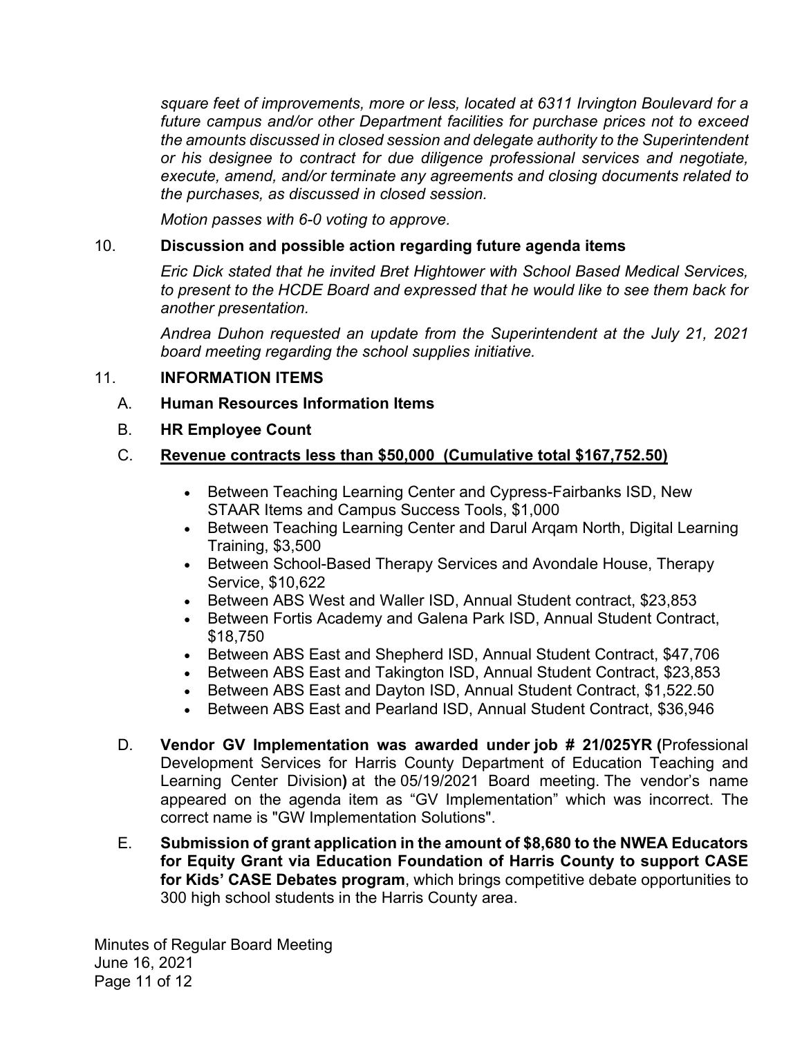*square feet of improvements, more or less, located at 6311 Irvington Boulevard for a future campus and/or other Department facilities for purchase prices not to exceed the amounts discussed in closed session and delegate authority to the Superintendent or his designee to contract for due diligence professional services and negotiate, execute, amend, and/or terminate any agreements and closing documents related to the purchases, as discussed in closed session.*

*Motion passes with 6-0 voting to approve.*

10. **Discussion and possible action regarding future agenda items**

*Eric Dick stated that he invited Bret Hightower with School Based Medical Services, to present to the HCDE Board and expressed that he would like to see them back for another presentation.*

*Andrea Duhon requested an update from the Superintendent at the July 21, 2021 board meeting regarding the school supplies initiative.*

11. **INFORMATION ITEMS**

A. **Human Resources Information Items**

B. **HR Employee Count**

C. **<u>Revenue contracts less than $50,000 (Cumulative total $167,752.50)</u>**

- Between Teaching Learning Center and Cypress-Fairbanks ISD, New STAAR Items and Campus Success Tools, $1,000
- Between Teaching Learning Center and Darul Arqam North, Digital Learning Training, $3,500
- Between School-Based Therapy Services and Avondale House, Therapy Service, $10,622
- Between ABS West and Waller ISD, Annual Student contract, $23,853
- Between Fortis Academy and Galena Park ISD, Annual Student Contract, $18,750
- Between ABS East and Shepherd ISD, Annual Student Contract, $47,706
- Between ABS East and Takington ISD, Annual Student Contract, $23,853
- Between ABS East and Dayton ISD, Annual Student Contract, $1,522.50
- Between ABS East and Pearland ISD, Annual Student Contract, $36,946

D. **Vendor GV Implementation was awarded under job # 21/025YR (**Professional Development Services for Harris County Department of Education Teaching and Learning Center Division**)** at the 05/19/2021 Board meeting. The vendor's name appeared on the agenda item as "GV Implementation" which was incorrect. The correct name is "GW Implementation Solutions".

E. **Submission of grant application in the amount of $8,680 to the NWEA Educators for Equity Grant via Education Foundation of Harris County to support CASE for Kids' CASE Debates program**, which brings competitive debate opportunities to 300 high school students in the Harris County area.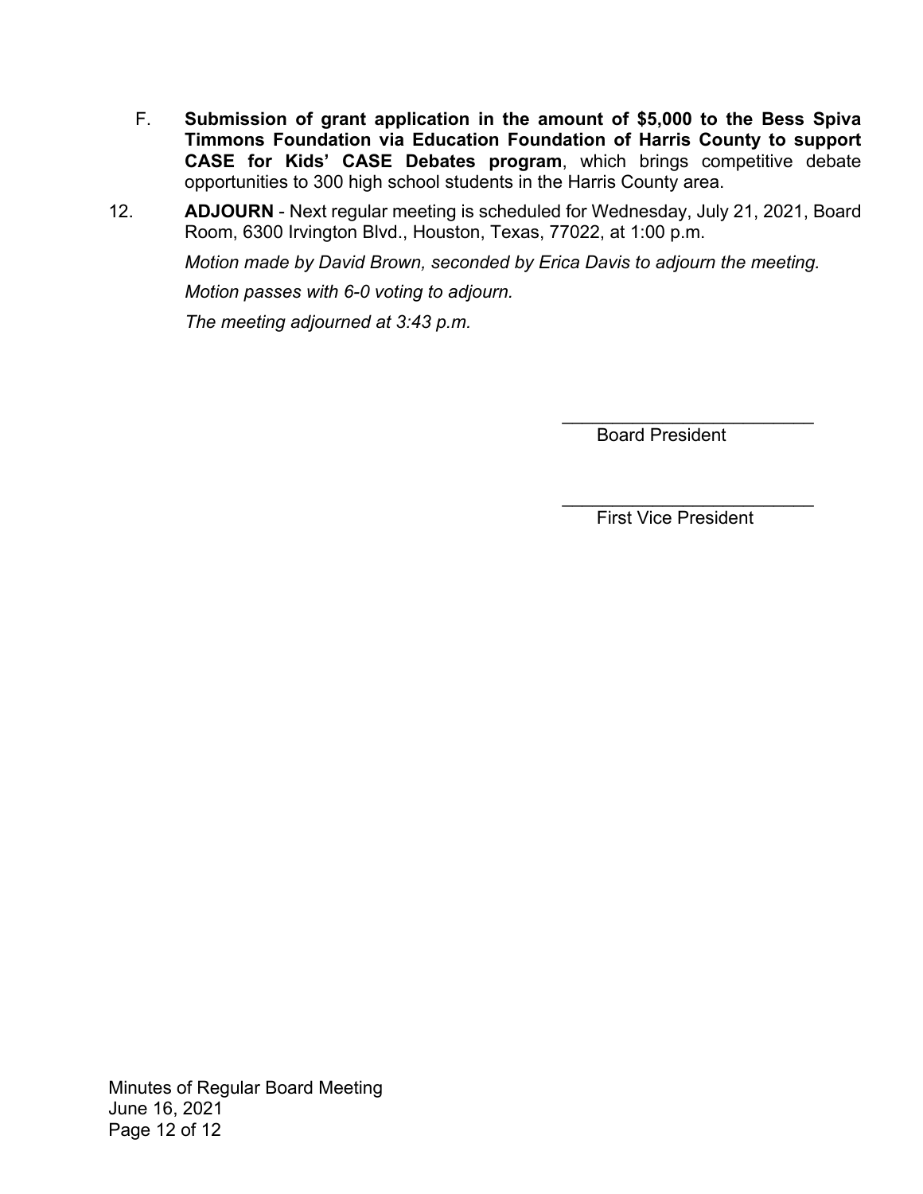F. **Submission of grant application in the amount of $5,000 to the Bess Spiva Timmons Foundation via Education Foundation of Harris County to support CASE for Kids' CASE Debates program**, which brings competitive debate opportunities to 300 high school students in the Harris County area.

12. **ADJOURN** - Next regular meeting is scheduled for Wednesday, July 21, 2021, Board Room, 6300 Irvington Blvd., Houston, Texas, 77022, at 1:00 p.m.

    *Motion made by David Brown, seconded by Erica Davis to adjourn the meeting.*

    *Motion passes with 6-0 voting to adjourn.*

    *The meeting adjourned at 3:43 p.m.*

\_\_\_\_\_\_\_\_\_\_\_\_\_\_\_\_\_\_\_\_\_\_\_\_\_

Board President

\_\_\_\_\_\_\_\_\_\_\_\_\_\_\_\_\_\_\_\_\_\_\_\_\_

First Vice President

Minutes of Regular Board Meeting
June 16, 2021